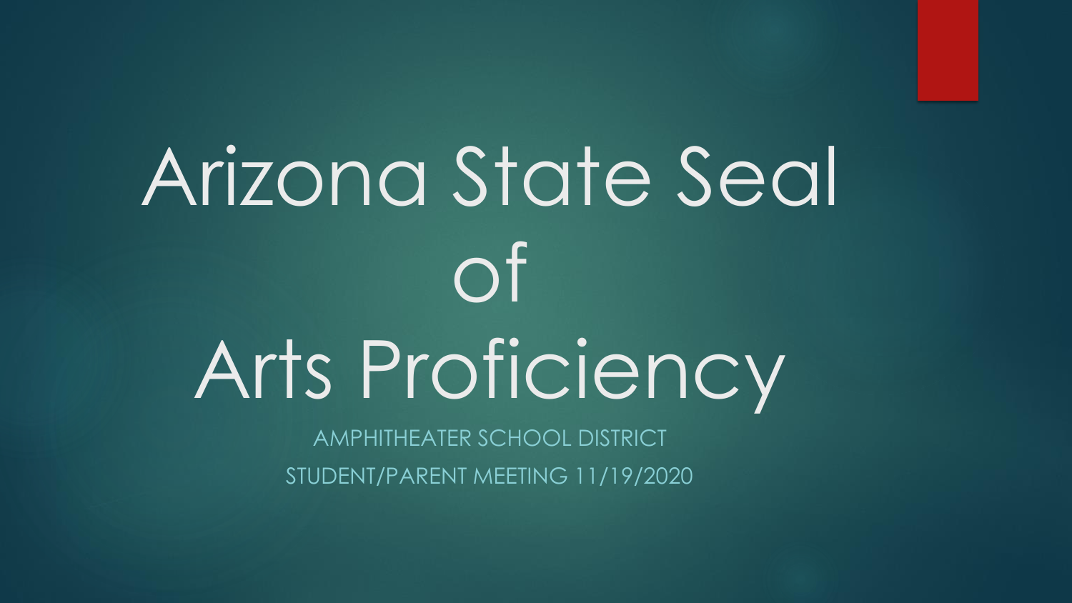# Arizona State Seal of Arts Proficiency

AMPHITHEATER SCHOOL DISTRICT

STUDENT/PARENT MEETING 11/19/2020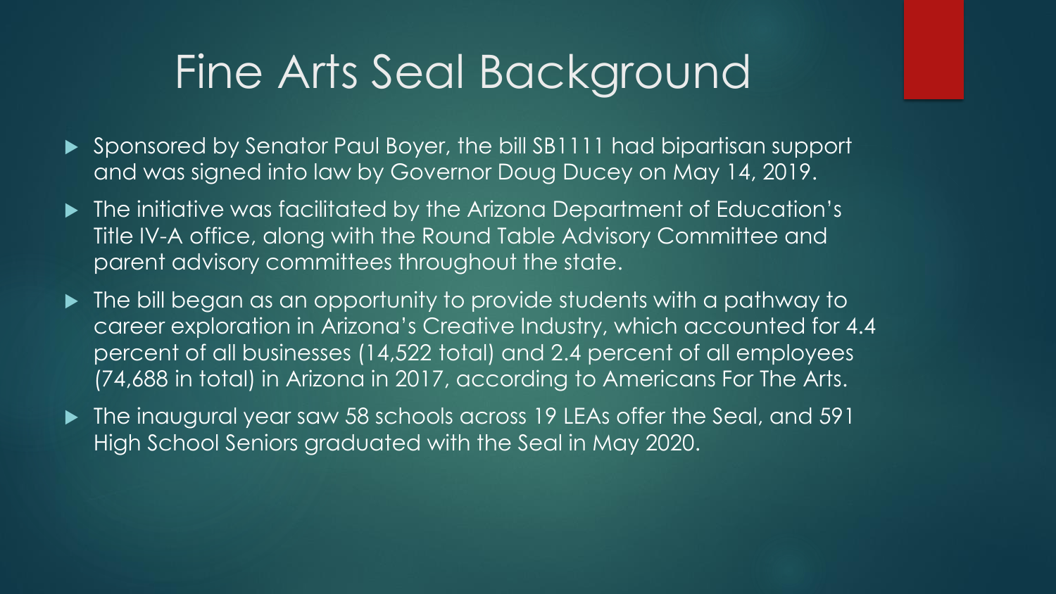# Fine Arts Seal Background

- Sponsored by Senator Paul Boyer, the bill SB1111 had bipartisan support and was signed into law by Governor Doug Ducey on May 14, 2019.
- The initiative was facilitated by the Arizona Department of Education's Title IV-A office, along with the Round Table Advisory Committee and parent advisory committees throughout the state.
- The bill began as an opportunity to provide students with a pathway to career exploration in Arizona's Creative Industry, which accounted for 4.4 percent of all businesses (14,522 total) and 2.4 percent of all employees (74,688 in total) in Arizona in 2017, according to Americans For The Arts.
- The inaugural year saw 58 schools across 19 LEAs offer the Seal, and 591 High School Seniors graduated with the Seal in May 2020.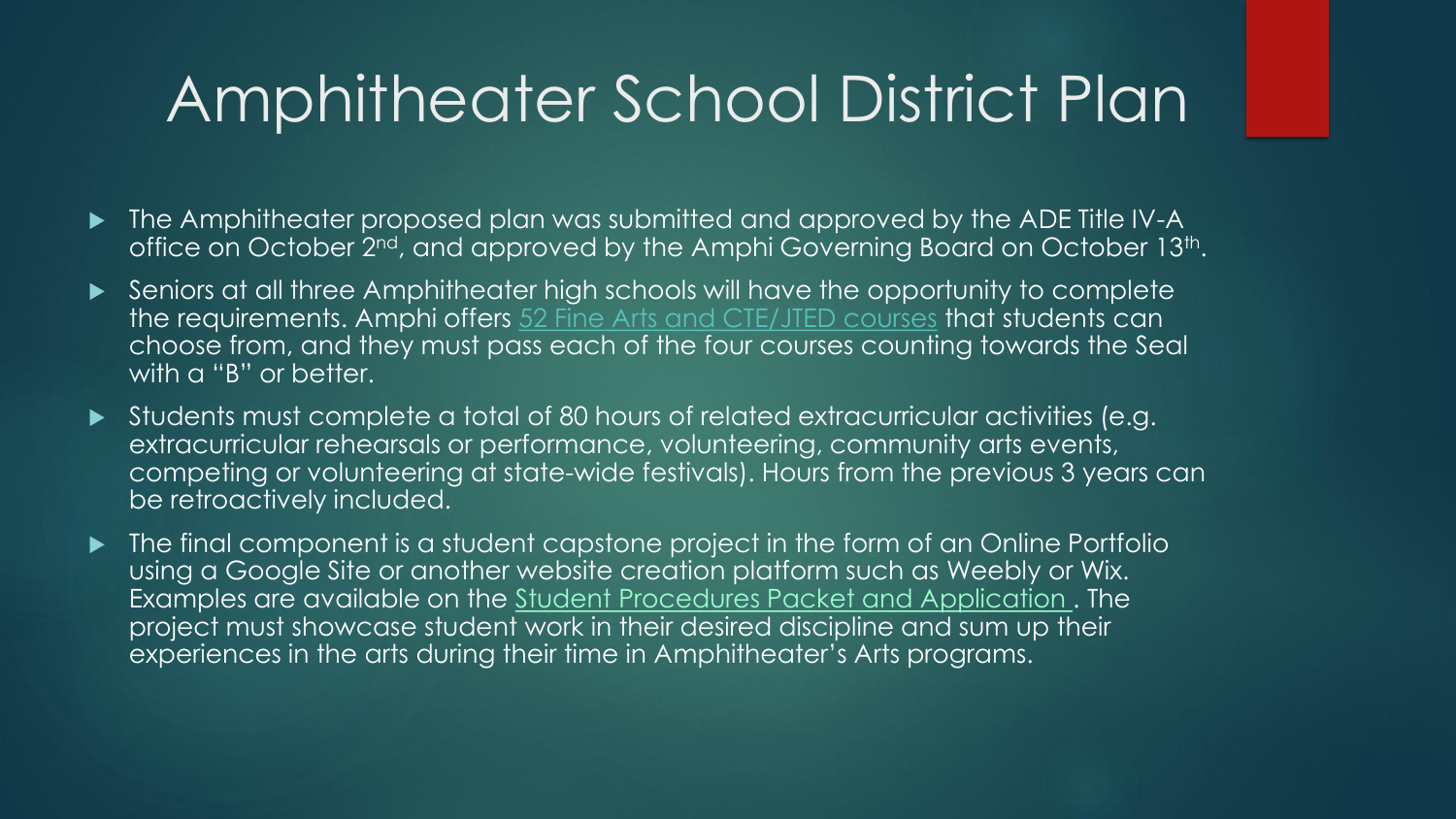# Amphitheater School District Plan

- The Amphitheater proposed plan was submitted and approved by the ADE Title IV-A office on October 2nd, and approved by the Amphi Governing Board on October 13th.
- Seniors at all three Amphitheater high schools will have the opportunity to complete the requirements. Amphi offers 52 Fine Arts and CTE/JTED courses that students can choose from, and they must pass each of the four courses counting towards the Seal with a "B" or better.
- Students must complete a total of 80 hours of related extracurricular activities (e.g. extracurricular rehearsals or performance, volunteering, community arts events, competing or volunteering at state-wide festivals). Hours from the previous 3 years can be retroactively included.
- The final component is a student capstone project in the form of an Online Portfolio using a Google Site or another website creation platform such as Weebly or Wix. Examples are available on the Student Procedures Packet and Application . The project must showcase student work in their desired discipline and sum up their experiences in the arts during their time in Amphitheater's Arts programs.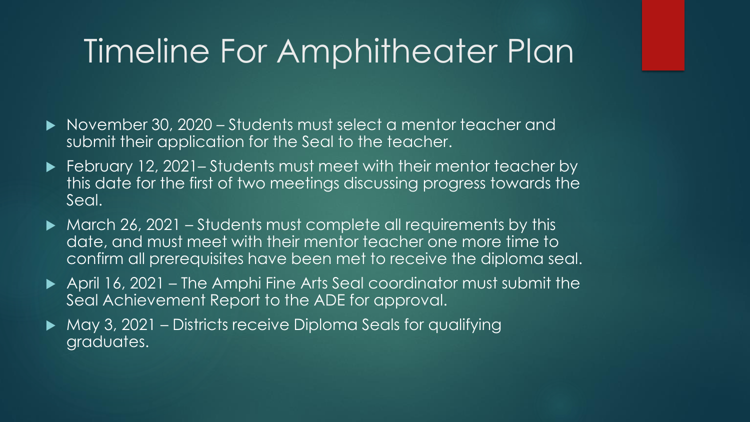# Timeline For Amphitheater Plan

- November 30, 2020 – Students must select a mentor teacher and submit their application for the Seal to the teacher.
- February 12, 2021– Students must meet with their mentor teacher by this date for the first of two meetings discussing progress towards the Seal.
- March 26, 2021 – Students must complete all requirements by this date, and must meet with their mentor teacher one more time to confirm all prerequisites have been met to receive the diploma seal.
- April 16, 2021 – The Amphi Fine Arts Seal coordinator must submit the Seal Achievement Report to the ADE for approval.
- May 3, 2021 – Districts receive Diploma Seals for qualifying graduates.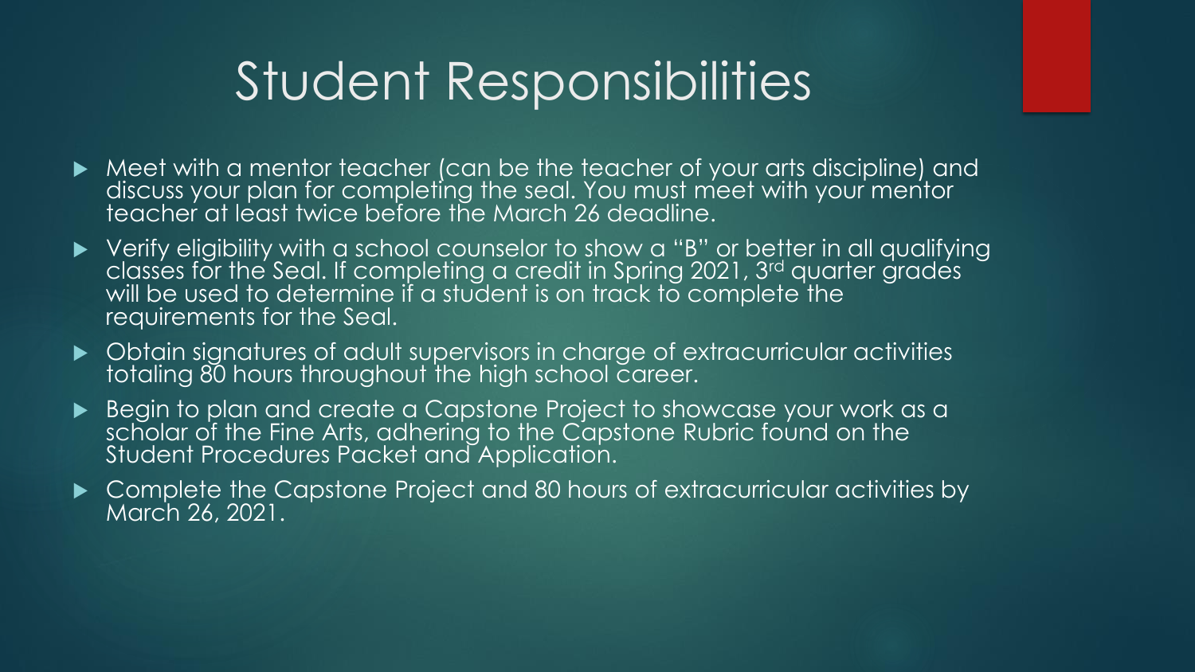# Student Responsibilities

- Meet with a mentor teacher (can be the teacher of your arts discipline) and discuss your plan for completing the seal. You must meet with your mentor teacher at least twice before the March 26 deadline.
- Verify eligibility with a school counselor to show a "B" or better in all qualifying classes for the Seal. If completing a credit in Spring 2021, 3rd quarter grades will be used to determine if a student is on track to complete the requirements for the Seal.
- Obtain signatures of adult supervisors in charge of extracurricular activities totaling 80 hours throughout the high school career.
- Begin to plan and create a Capstone Project to showcase your work as a scholar of the Fine Arts, adhering to the Capstone Rubric found on the Student Procedures Packet and Application.
- Complete the Capstone Project and 80 hours of extracurricular activities by March 26, 2021.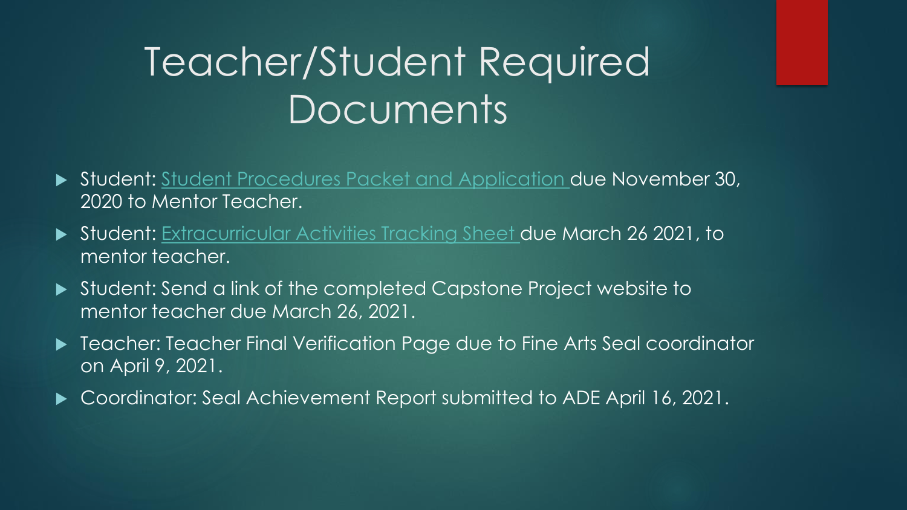# Teacher/Student Required Documents

- Student: Student Procedures Packet and Application due November 30, 2020 to Mentor Teacher.
- Student: Extracurricular Activities Tracking Sheet due March 26 2021, to mentor teacher.
- Student: Send a link of the completed Capstone Project website to mentor teacher due March 26, 2021.
- Teacher: Teacher Final Verification Page due to Fine Arts Seal coordinator on April 9, 2021.
- Coordinator: Seal Achievement Report submitted to ADE April 16, 2021.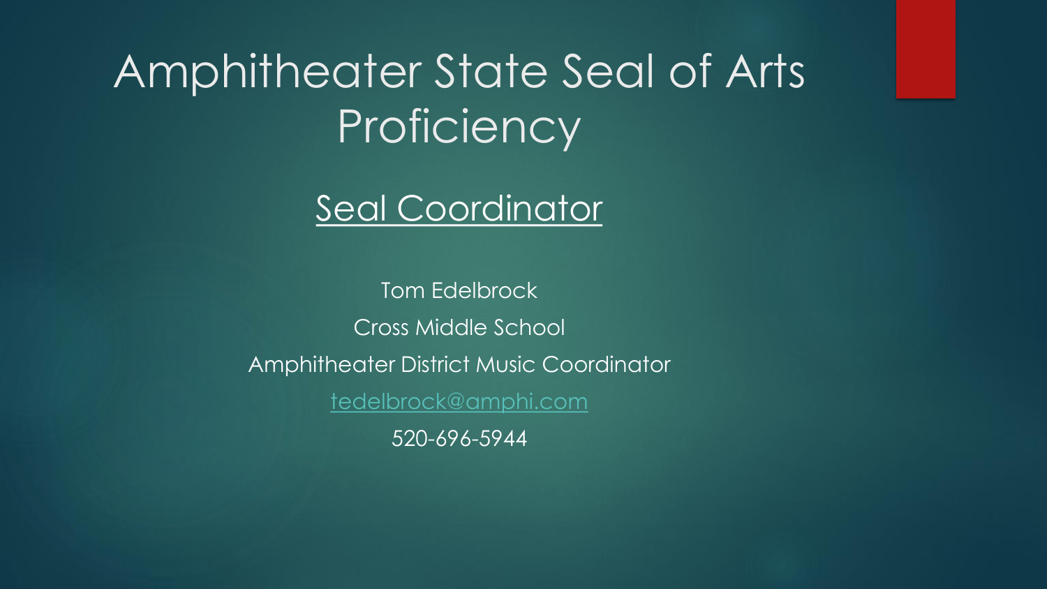# Amphitheater State Seal of Arts Proficiency

## Seal Coordinator

Tom Edelbrock

Cross Middle School

Amphitheater District Music Coordinator

tedelbrock@amphi.com

520-696-5944